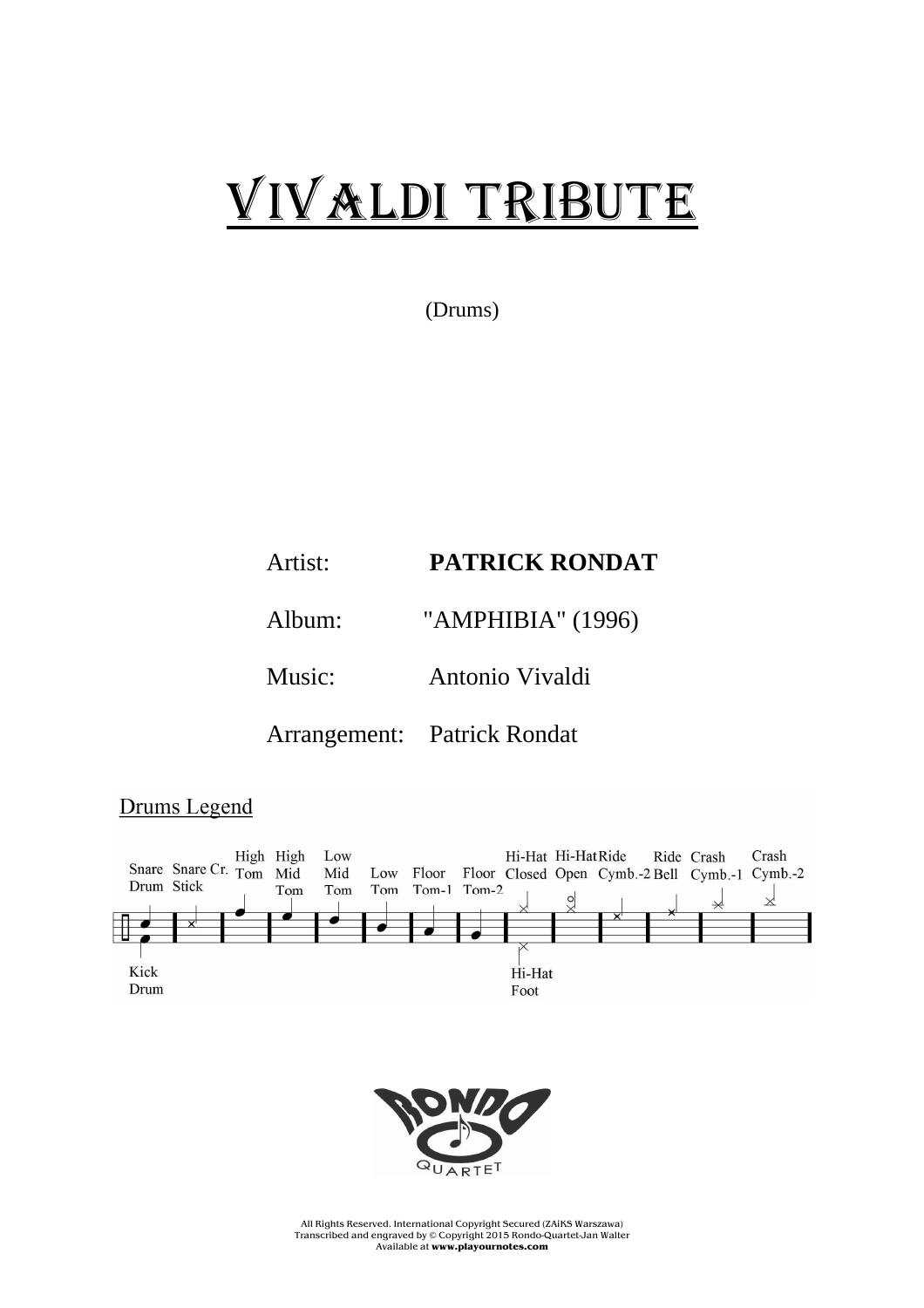# VIVALDI TRIBUTE

(Drums)

Artist: **PATRICK RONDAT**

Album: "AMPHIBIA" (1996)

Music: Antonio Vivaldi

Arrangement: Patrick Rondat

Drums Legend

Snare Drum, Snare Cr. Stick, High Tom, High Mid Tom, Low Mid Tom, Low Tom, Floor Tom-1, Floor Tom-2, Hi-Hat Closed, Hi-Hat Open, Ride Cymb.-2, Ride Bell, Crash Cymb.-1, Crash Cymb.-2

Kick Drum, Hi-Hat Foot

All Rights Reserved. International Copyright Secured (ZAiKS Warszawa)
Transcribed and engraved by © Copyright 2015 Rondo-Quartet-Jan Walter
Available at **www.playournotes.com**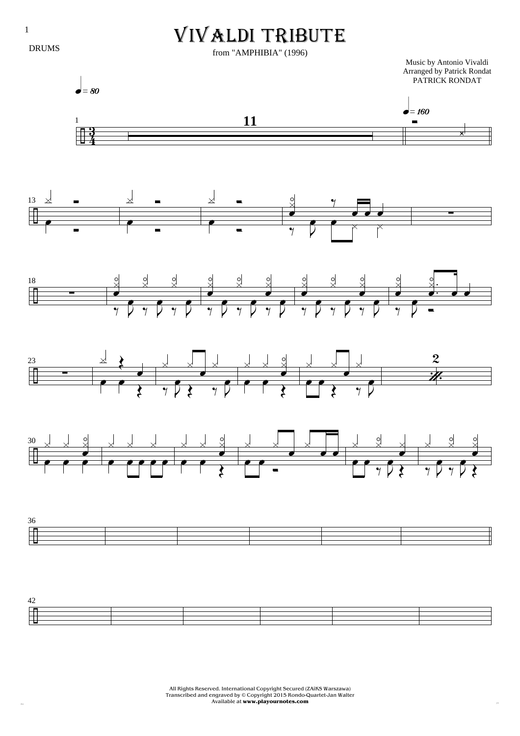# VIVALDI TRIBUTE

from "AMPHIBIA" (1996)

DRUMS

Music by Antonio Vivaldi
Arranged by Patrick Rondat
PATRICK RONDAT

All Rights Reserved. International Copyright Secured (ZAiKS Warszawa)
Transcribed and engraved by © Copyright 2015 Rondo-Quartet-Jan Walter
Available at **www.playyournotes.com**